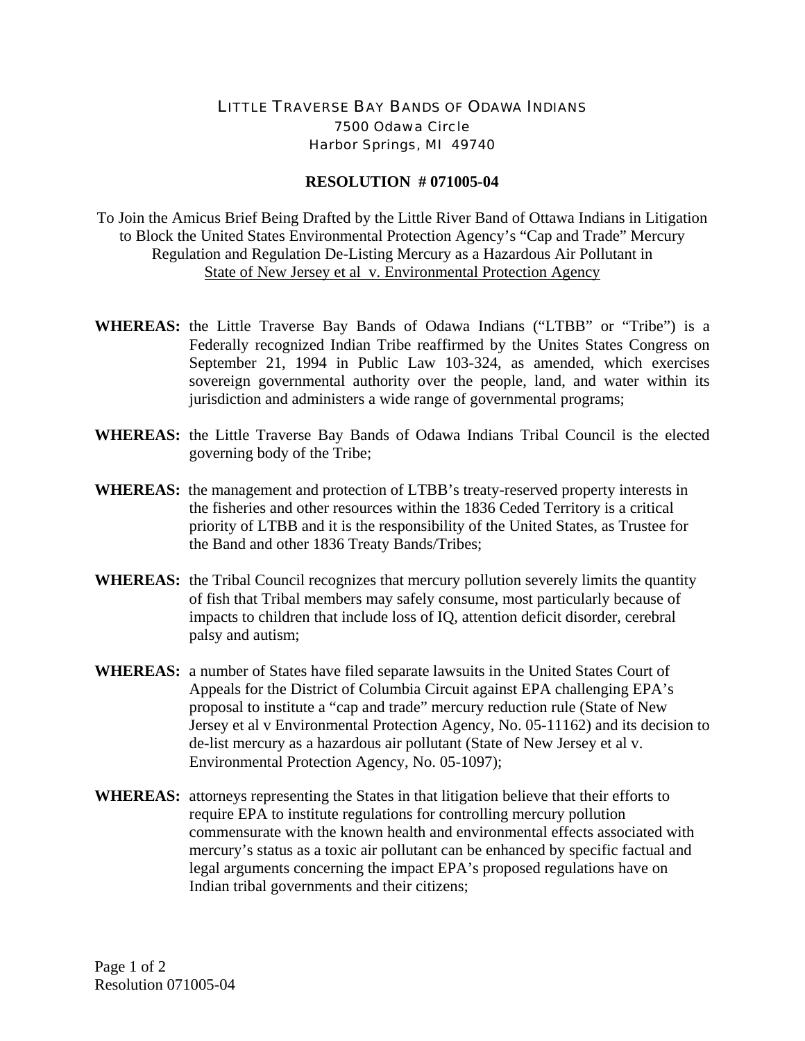# LITTLE TRAVERSE BAY BANDS OF ODAWA INDIANS

7500 Odawa Circle
Harbor Springs, MI 49740

## RESOLUTION # 071005-04

To Join the Amicus Brief Being Drafted by the Little River Band of Ottawa Indians in Litigation to Block the United States Environmental Protection Agency's "Cap and Trade" Mercury Regulation and Regulation De-Listing Mercury as a Hazardous Air Pollutant in State of New Jersey et al v. Environmental Protection Agency

**WHEREAS:** the Little Traverse Bay Bands of Odawa Indians ("LTBB" or "Tribe") is a Federally recognized Indian Tribe reaffirmed by the Unites States Congress on September 21, 1994 in Public Law 103-324, as amended, which exercises sovereign governmental authority over the people, land, and water within its jurisdiction and administers a wide range of governmental programs;

**WHEREAS:** the Little Traverse Bay Bands of Odawa Indians Tribal Council is the elected governing body of the Tribe;

**WHEREAS:** the management and protection of LTBB's treaty-reserved property interests in the fisheries and other resources within the 1836 Ceded Territory is a critical priority of LTBB and it is the responsibility of the United States, as Trustee for the Band and other 1836 Treaty Bands/Tribes;

**WHEREAS:** the Tribal Council recognizes that mercury pollution severely limits the quantity of fish that Tribal members may safely consume, most particularly because of impacts to children that include loss of IQ, attention deficit disorder, cerebral palsy and autism;

**WHEREAS:** a number of States have filed separate lawsuits in the United States Court of Appeals for the District of Columbia Circuit against EPA challenging EPA's proposal to institute a "cap and trade" mercury reduction rule (State of New Jersey et al v Environmental Protection Agency, No. 05-11162) and its decision to de-list mercury as a hazardous air pollutant (State of New Jersey et al v. Environmental Protection Agency, No. 05-1097);

**WHEREAS:** attorneys representing the States in that litigation believe that their efforts to require EPA to institute regulations for controlling mercury pollution commensurate with the known health and environmental effects associated with mercury's status as a toxic air pollutant can be enhanced by specific factual and legal arguments concerning the impact EPA's proposed regulations have on Indian tribal governments and their citizens;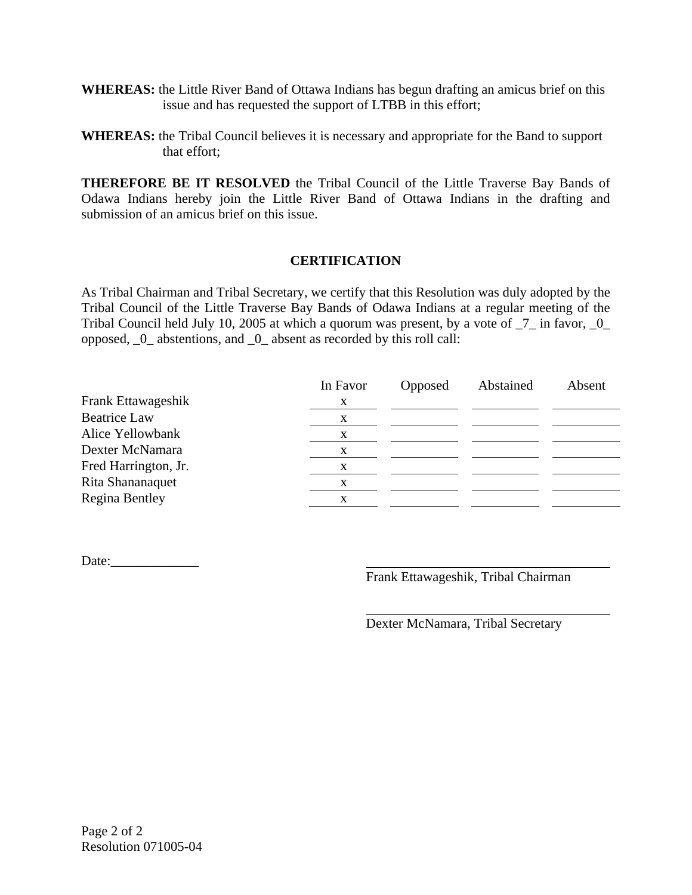**WHEREAS:** the Little River Band of Ottawa Indians has begun drafting an amicus brief on this issue and has requested the support of LTBB in this effort;

**WHEREAS:** the Tribal Council believes it is necessary and appropriate for the Band to support that effort;

**THEREFORE BE IT RESOLVED** the Tribal Council of the Little Traverse Bay Bands of Odawa Indians hereby join the Little River Band of Ottawa Indians in the drafting and submission of an amicus brief on this issue.

## CERTIFICATION

As Tribal Chairman and Tribal Secretary, we certify that this Resolution was duly adopted by the Tribal Council of the Little Traverse Bay Bands of Odawa Indians at a regular meeting of the Tribal Council held July 10, 2005 at which a quorum was present, by a vote of _7_ in favor, _0_ opposed, _0_ abstentions, and _0_ absent as recorded by this roll call:

| | In Favor | Opposed | Abstained | Absent |
|---|---|---|---|---|
| Frank Ettawageshik | x | | | |
| Beatrice Law | x | | | |
| Alice Yellowbank | x | | | |
| Dexter McNamara | x | | | |
| Fred Harrington, Jr. | x | | | |
| Rita Shananaquet | x | | | |
| Regina Bentley | x | | | |

Date:_____________

_________________________________
Frank Ettawageshik, Tribal Chairman

_________________________________
Dexter McNamara, Tribal Secretary

Resolution 071005-04